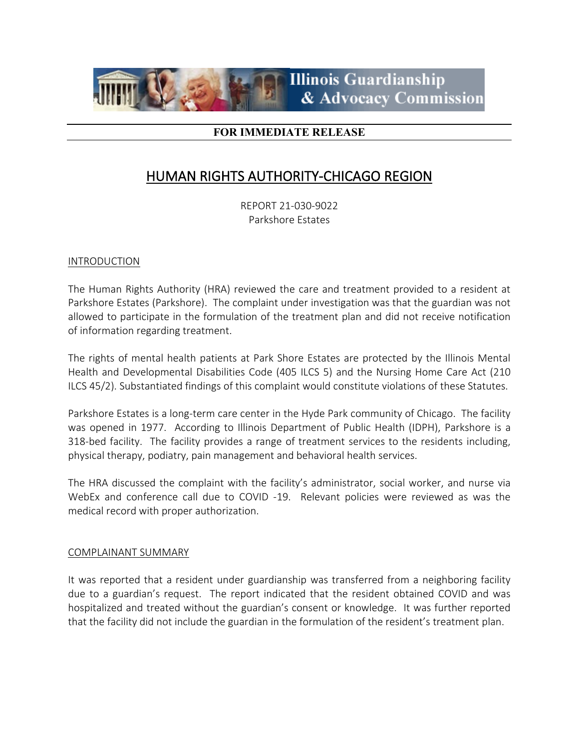Illinois Guardianship & Advocacy Commission

**FOR IMMEDIATE RELEASE**

# HUMAN RIGHTS AUTHORITY-CHICAGO REGION

REPORT 21-030-9022
Parkshore Estates

## INTRODUCTION

The Human Rights Authority (HRA) reviewed the care and treatment provided to a resident at Parkshore Estates (Parkshore). The complaint under investigation was that the guardian was not allowed to participate in the formulation of the treatment plan and did not receive notification of information regarding treatment.

The rights of mental health patients at Park Shore Estates are protected by the Illinois Mental Health and Developmental Disabilities Code (405 ILCS 5) and the Nursing Home Care Act (210 ILCS 45/2). Substantiated findings of this complaint would constitute violations of these Statutes.

Parkshore Estates is a long-term care center in the Hyde Park community of Chicago. The facility was opened in 1977. According to Illinois Department of Public Health (IDPH), Parkshore is a 318-bed facility. The facility provides a range of treatment services to the residents including, physical therapy, podiatry, pain management and behavioral health services.

The HRA discussed the complaint with the facility's administrator, social worker, and nurse via WebEx and conference call due to COVID -19. Relevant policies were reviewed as was the medical record with proper authorization.

## COMPLAINANT SUMMARY

It was reported that a resident under guardianship was transferred from a neighboring facility due to a guardian's request. The report indicated that the resident obtained COVID and was hospitalized and treated without the guardian's consent or knowledge. It was further reported that the facility did not include the guardian in the formulation of the resident's treatment plan.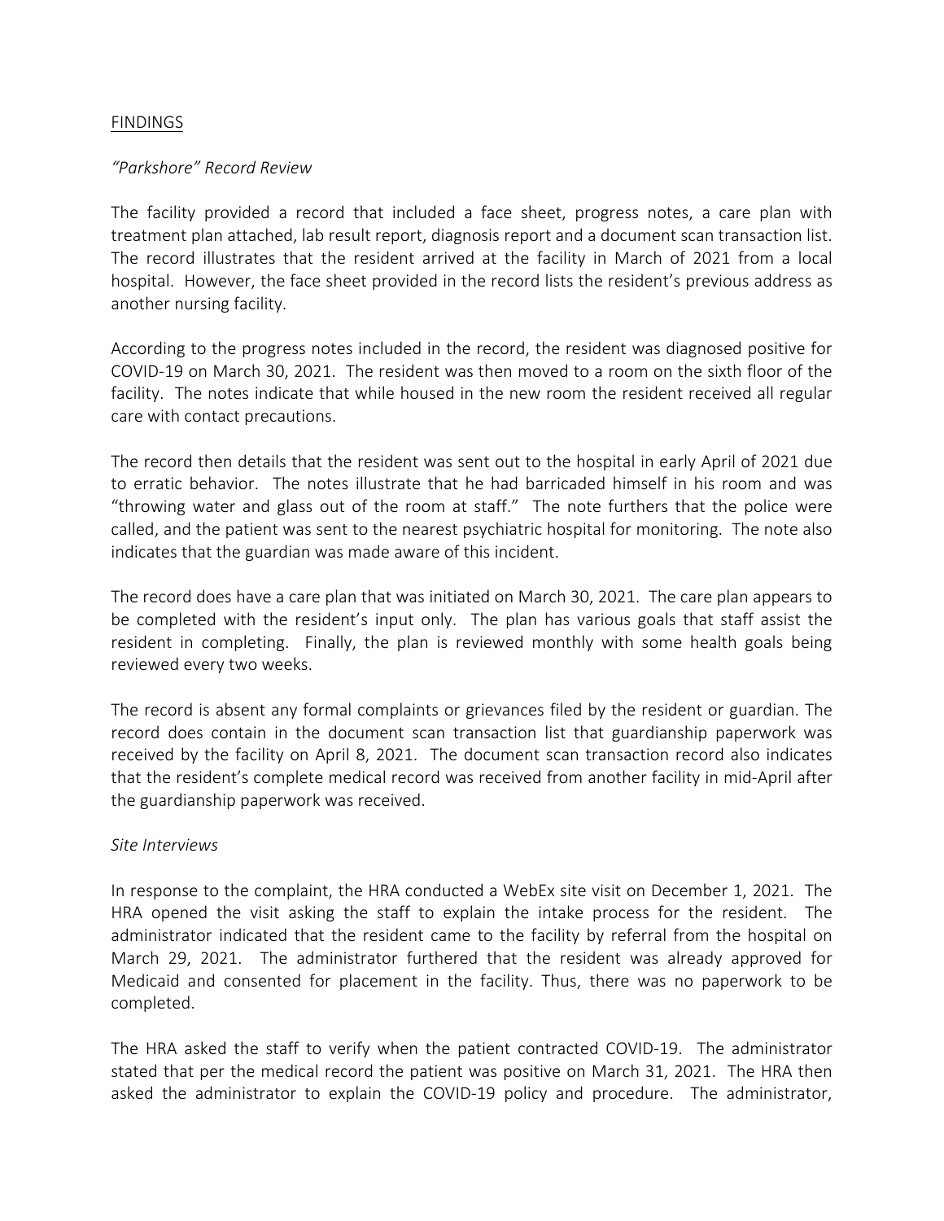FINDINGS

*"Parkshore" Record Review*

The facility provided a record that included a face sheet, progress notes, a care plan with treatment plan attached, lab result report, diagnosis report and a document scan transaction list. The record illustrates that the resident arrived at the facility in March of 2021 from a local hospital. However, the face sheet provided in the record lists the resident's previous address as another nursing facility.

According to the progress notes included in the record, the resident was diagnosed positive for COVID-19 on March 30, 2021. The resident was then moved to a room on the sixth floor of the facility. The notes indicate that while housed in the new room the resident received all regular care with contact precautions.

The record then details that the resident was sent out to the hospital in early April of 2021 due to erratic behavior. The notes illustrate that he had barricaded himself in his room and was "throwing water and glass out of the room at staff." The note furthers that the police were called, and the patient was sent to the nearest psychiatric hospital for monitoring. The note also indicates that the guardian was made aware of this incident.

The record does have a care plan that was initiated on March 30, 2021. The care plan appears to be completed with the resident's input only. The plan has various goals that staff assist the resident in completing. Finally, the plan is reviewed monthly with some health goals being reviewed every two weeks.

The record is absent any formal complaints or grievances filed by the resident or guardian. The record does contain in the document scan transaction list that guardianship paperwork was received by the facility on April 8, 2021. The document scan transaction record also indicates that the resident's complete medical record was received from another facility in mid-April after the guardianship paperwork was received.

*Site Interviews*

In response to the complaint, the HRA conducted a WebEx site visit on December 1, 2021. The HRA opened the visit asking the staff to explain the intake process for the resident. The administrator indicated that the resident came to the facility by referral from the hospital on March 29, 2021. The administrator furthered that the resident was already approved for Medicaid and consented for placement in the facility. Thus, there was no paperwork to be completed.

The HRA asked the staff to verify when the patient contracted COVID-19. The administrator stated that per the medical record the patient was positive on March 31, 2021. The HRA then asked the administrator to explain the COVID-19 policy and procedure. The administrator,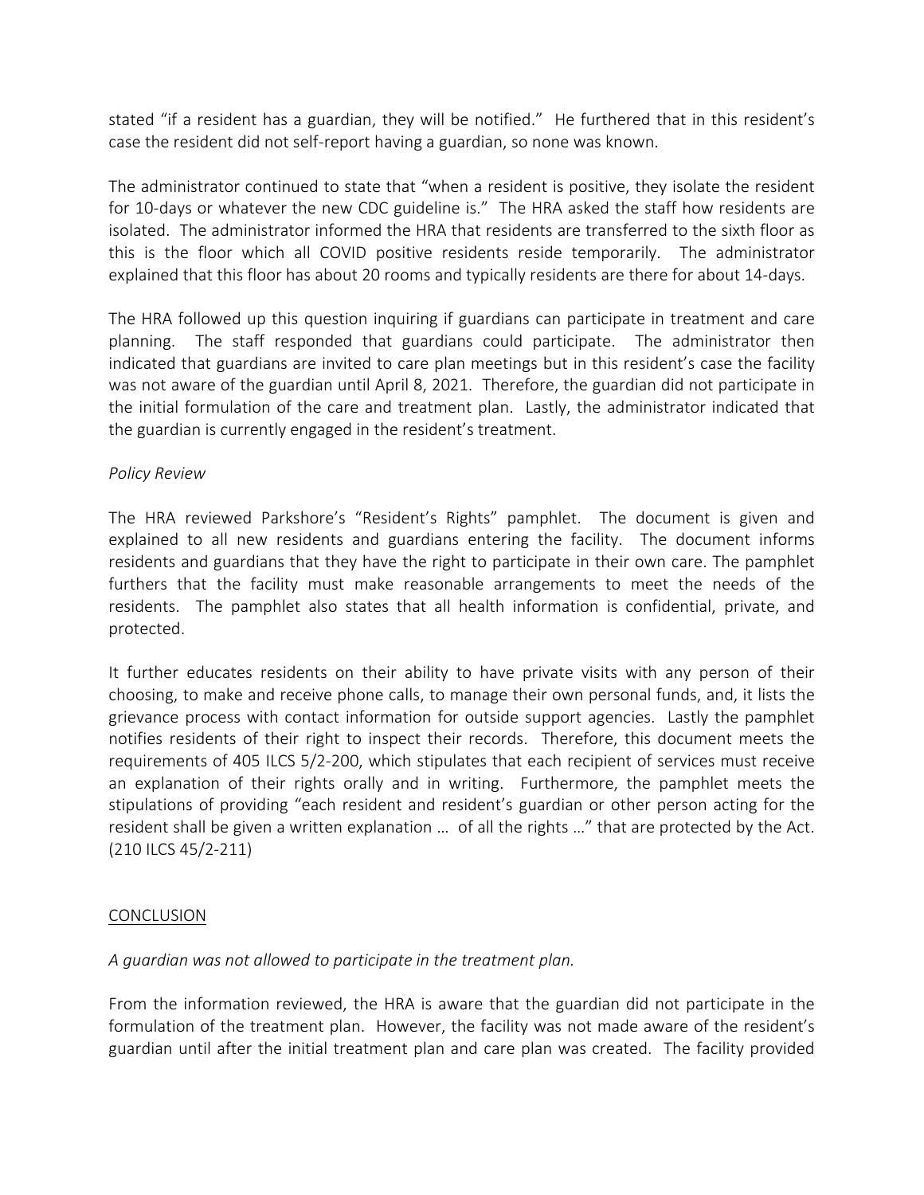stated "if a resident has a guardian, they will be notified." He furthered that in this resident's case the resident did not self-report having a guardian, so none was known.

The administrator continued to state that "when a resident is positive, they isolate the resident for 10-days or whatever the new CDC guideline is." The HRA asked the staff how residents are isolated. The administrator informed the HRA that residents are transferred to the sixth floor as this is the floor which all COVID positive residents reside temporarily. The administrator explained that this floor has about 20 rooms and typically residents are there for about 14-days.

The HRA followed up this question inquiring if guardians can participate in treatment and care planning. The staff responded that guardians could participate. The administrator then indicated that guardians are invited to care plan meetings but in this resident's case the facility was not aware of the guardian until April 8, 2021. Therefore, the guardian did not participate in the initial formulation of the care and treatment plan. Lastly, the administrator indicated that the guardian is currently engaged in the resident's treatment.

*Policy Review*

The HRA reviewed Parkshore's "Resident's Rights" pamphlet. The document is given and explained to all new residents and guardians entering the facility. The document informs residents and guardians that they have the right to participate in their own care. The pamphlet furthers that the facility must make reasonable arrangements to meet the needs of the residents. The pamphlet also states that all health information is confidential, private, and protected.

It further educates residents on their ability to have private visits with any person of their choosing, to make and receive phone calls, to manage their own personal funds, and, it lists the grievance process with contact information for outside support agencies. Lastly the pamphlet notifies residents of their right to inspect their records. Therefore, this document meets the requirements of 405 ILCS 5/2-200, which stipulates that each recipient of services must receive an explanation of their rights orally and in writing. Furthermore, the pamphlet meets the stipulations of providing "each resident and resident's guardian or other person acting for the resident shall be given a written explanation … of all the rights …" that are protected by the Act. (210 ILCS 45/2-211)

## CONCLUSION

*A guardian was not allowed to participate in the treatment plan.*

From the information reviewed, the HRA is aware that the guardian did not participate in the formulation of the treatment plan. However, the facility was not made aware of the resident's guardian until after the initial treatment plan and care plan was created. The facility provided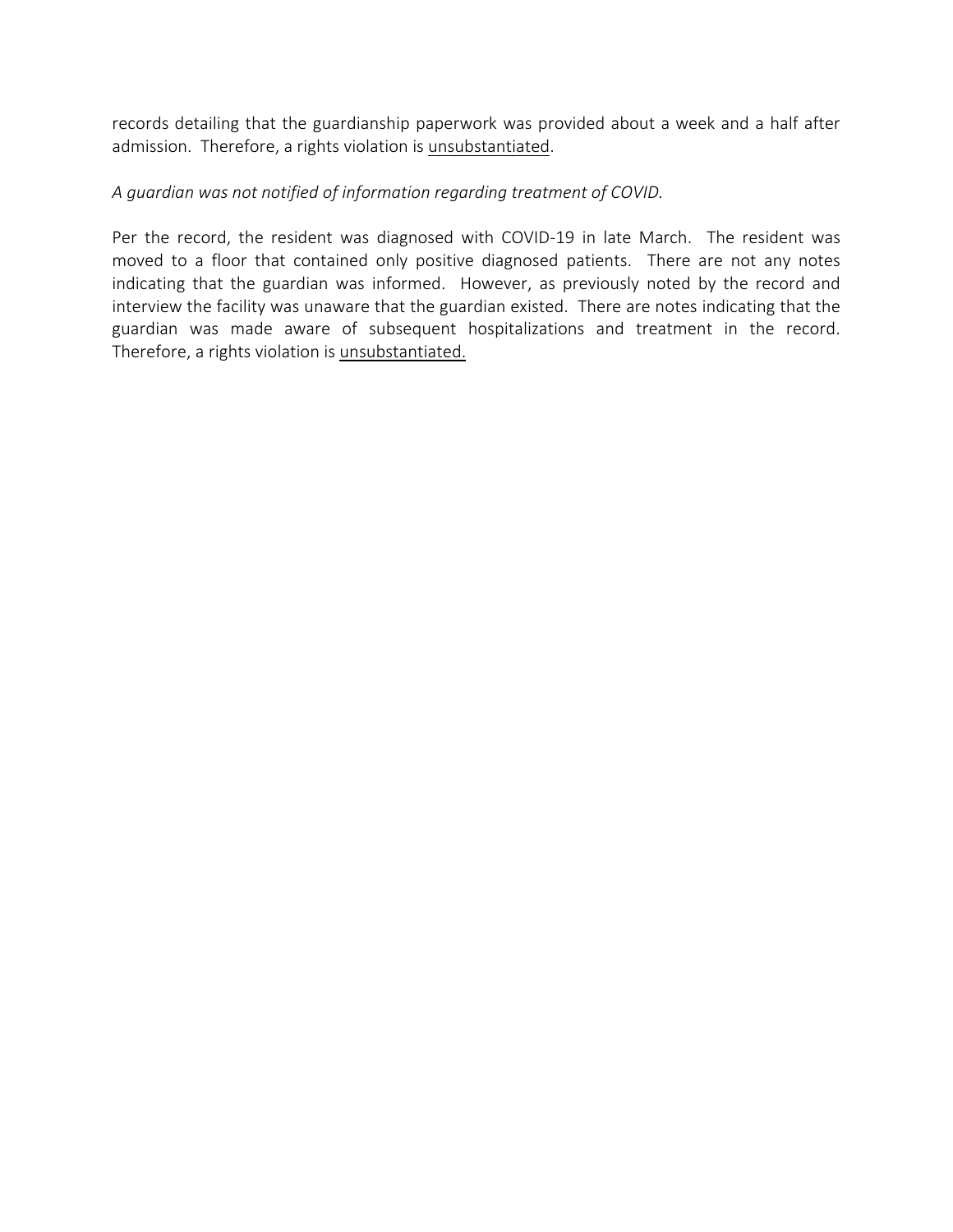records detailing that the guardianship paperwork was provided about a week and a half after admission. Therefore, a rights violation is unsubstantiated.

*A guardian was not notified of information regarding treatment of COVID.*

Per the record, the resident was diagnosed with COVID-19 in late March. The resident was moved to a floor that contained only positive diagnosed patients. There are not any notes indicating that the guardian was informed. However, as previously noted by the record and interview the facility was unaware that the guardian existed. There are notes indicating that the guardian was made aware of subsequent hospitalizations and treatment in the record. Therefore, a rights violation is unsubstantiated.